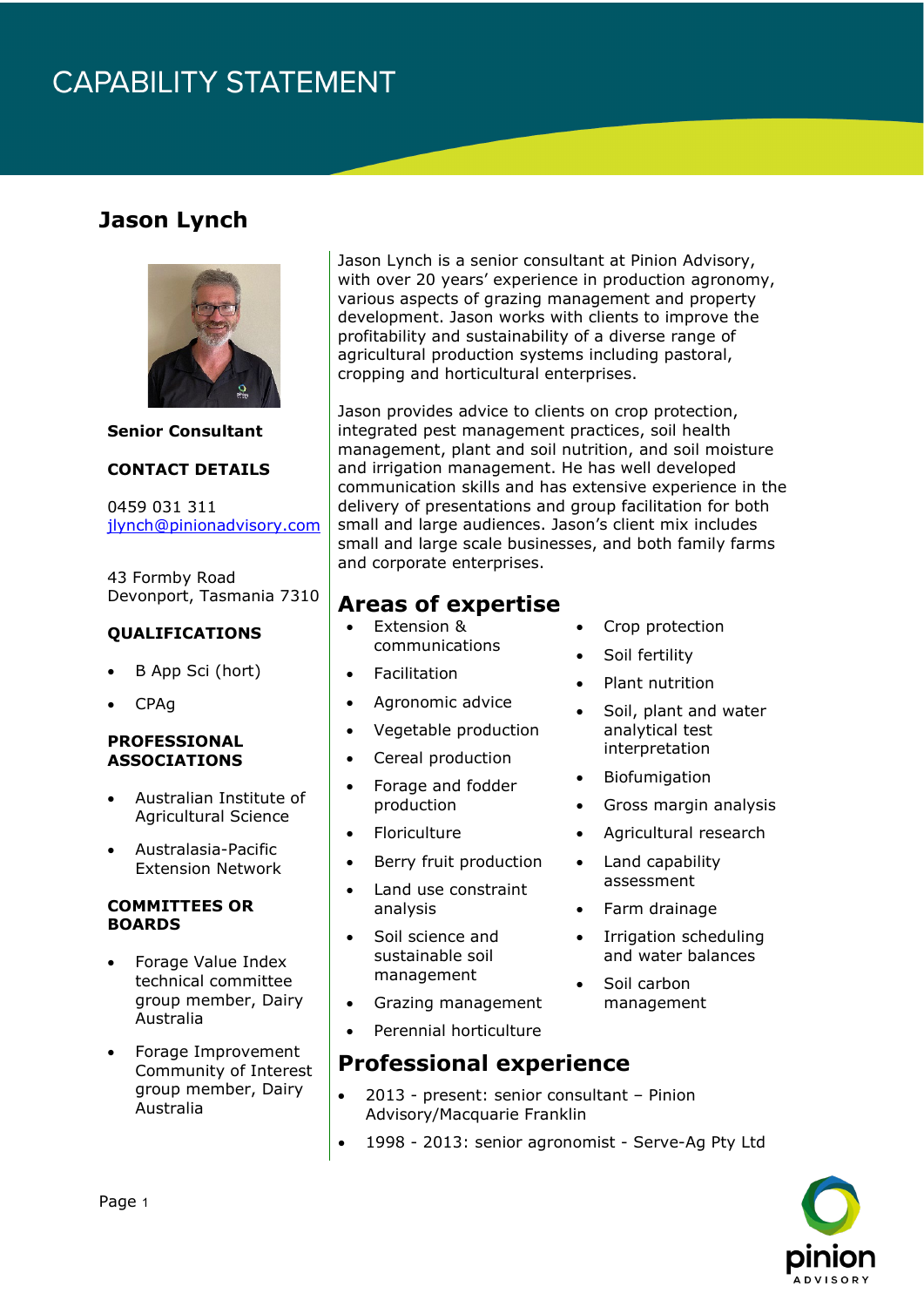# CAPABILITY STATEMENT

## Jason Lynch

**Senior Consultant**

**CONTACT DETAILS**

0459 031 311
jlynch@pinionadvisory.com

43 Formby Road
Devonport, Tasmania 7310

**QUALIFICATIONS**

- B App Sci (hort)
- CPAg

**PROFESSIONAL ASSOCIATIONS**

- Australian Institute of Agricultural Science
- Australasia-Pacific Extension Network

**COMMITTEES OR BOARDS**

- Forage Value Index technical committee group member, Dairy Australia
- Forage Improvement Community of Interest group member, Dairy Australia

Jason Lynch is a senior consultant at Pinion Advisory, with over 20 years' experience in production agronomy, various aspects of grazing management and property development. Jason works with clients to improve the profitability and sustainability of a diverse range of agricultural production systems including pastoral, cropping and horticultural enterprises.

Jason provides advice to clients on crop protection, integrated pest management practices, soil health management, plant and soil nutrition, and soil moisture and irrigation management. He has well developed communication skills and has extensive experience in the delivery of presentations and group facilitation for both small and large audiences. Jason's client mix includes small and large scale businesses, and both family farms and corporate enterprises.

## Areas of expertise

- Extension & communications
- Facilitation
- Agronomic advice
- Vegetable production
- Cereal production
- Forage and fodder production
- Floriculture
- Berry fruit production
- Land use constraint analysis
- Soil science and sustainable soil management
- Grazing management
- Perennial horticulture
- Crop protection
- Soil fertility
- Plant nutrition
- Soil, plant and water analytical test interpretation
- Biofumigation
- Gross margin analysis
- Agricultural research
- Land capability assessment
- Farm drainage
- Irrigation scheduling and water balances
- Soil carbon management

## Professional experience

- 2013 - present: senior consultant – Pinion Advisory/Macquarie Franklin
- 1998 - 2013: senior agronomist - Serve-Ag Pty Ltd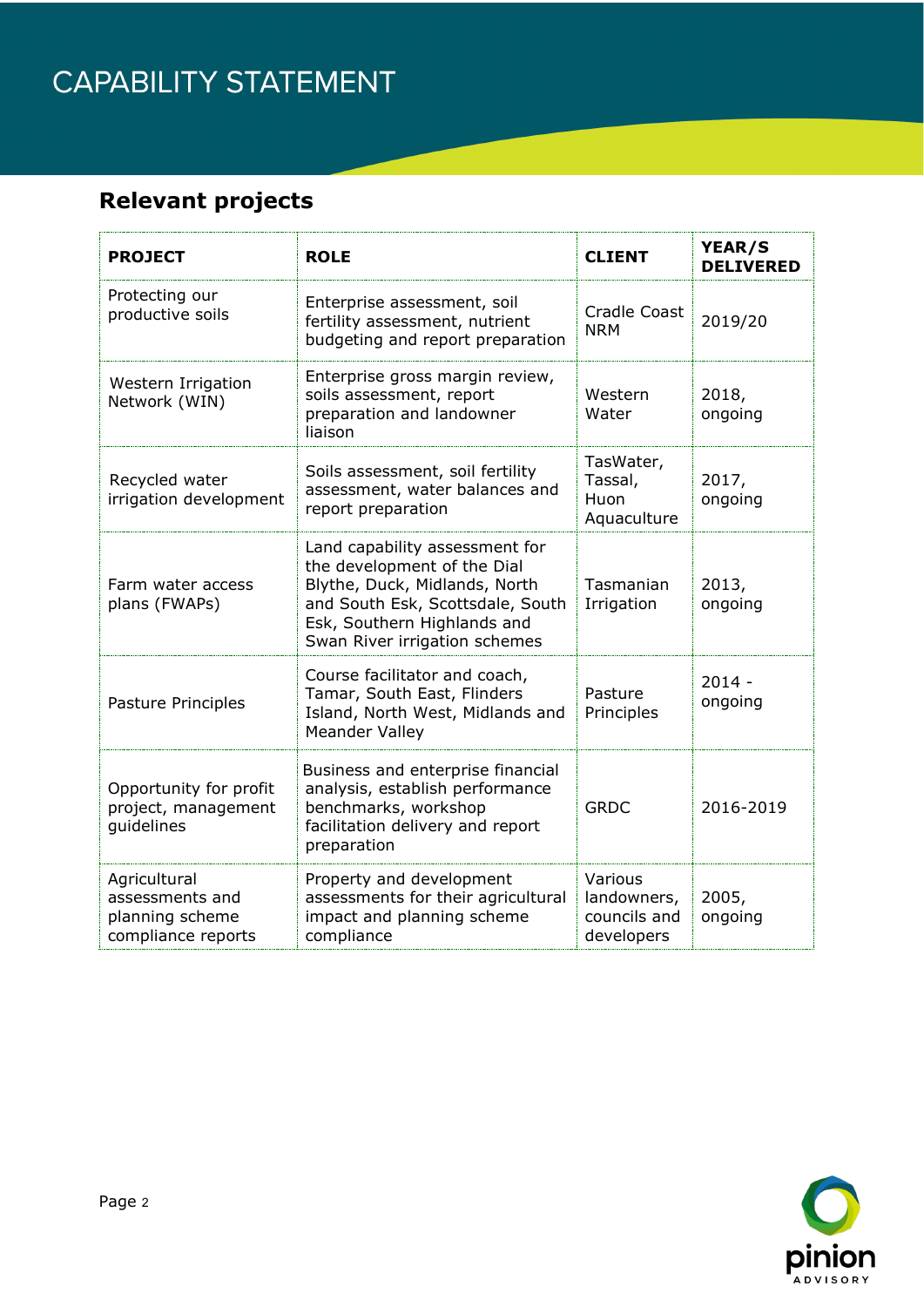# CAPABILITY STATEMENT

## Relevant projects

| PROJECT | ROLE | CLIENT | YEAR/S DELIVERED |
|---|---|---|---|
| Protecting our productive soils | Enterprise assessment, soil fertility assessment, nutrient budgeting and report preparation | Cradle Coast NRM | 2019/20 |
| Western Irrigation Network (WIN) | Enterprise gross margin review, soils assessment, report preparation and landowner liaison | Western Water | 2018, ongoing |
| Recycled water irrigation development | Soils assessment, soil fertility assessment, water balances and report preparation | TasWater, Tassal, Huon Aquaculture | 2017, ongoing |
| Farm water access plans (FWAPs) | Land capability assessment for the development of the Dial Blythe, Duck, Midlands, North and South Esk, Scottsdale, South Esk, Southern Highlands and Swan River irrigation schemes | Tasmanian Irrigation | 2013, ongoing |
| Pasture Principles | Course facilitator and coach, Tamar, South East, Flinders Island, North West, Midlands and Meander Valley | Pasture Principles | 2014 - ongoing |
| Opportunity for profit project, management guidelines | Business and enterprise financial analysis, establish performance benchmarks, workshop facilitation delivery and report preparation | GRDC | 2016-2019 |
| Agricultural assessments and planning scheme compliance reports | Property and development assessments for their agricultural impact and planning scheme compliance | Various landowners, councils and developers | 2005, ongoing |